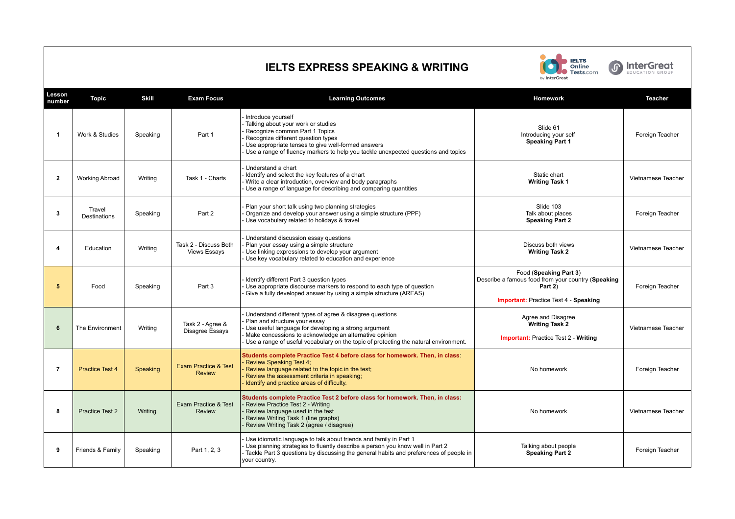# IELTS EXPRESS SPEAKING & WRITING

| Lesson number | Topic | Skill | Exam Focus | Learning Outcomes | Homework | Teacher |
|---|---|---|---|---|---|---|
| 1 | Work & Studies | Speaking | Part 1 | - Introduce yourself<br>- Talking about your work or studies<br>- Recognize common Part 1 Topics<br>- Recognize different question types<br>- Use appropriate tenses to give well-formed answers<br>- Use a range of fluency markers to help you tackle unexpected questions and topics | Slide 61<br>Introducing your self<br>**Speaking Part 1** | Foreign Teacher |
| 2 | Working Abroad | Writing | Task 1 - Charts | - Understand a chart<br>- Identify and select the key features of a chart<br>- Write a clear introduction, overview and body paragraphs<br>- Use a range of language for describing and comparing quantities | Static chart<br>**Writing Task 1** | Vietnamese Teacher |
| 3 | Travel Destinations | Speaking | Part 2 | - Plan your short talk using two planning strategies<br>- Organize and develop your answer using a simple structure (PPF)<br>- Use vocabulary related to holidays & travel | Slide 103<br>Talk about places<br>**Speaking Part 2** | Foreign Teacher |
| 4 | Education | Writing | Task 2 - Discuss Both Views Essays | - Understand discussion essay questions<br>- Plan your essay using a simple structure<br>- Use linking expressions to develop your argument<br>- Use key vocabulary related to education and experience | Discuss both views<br>**Writing Task 2** | Vietnamese Teacher |
| 5 | Food | Speaking | Part 3 | - Identify different Part 3 question types<br>- Use appropriate discourse markers to respond to each type of question<br>- Give a fully developed answer by using a simple structure (AREAS) | Food (**Speaking Part 3**)<br>Describe a famous food from your country (**Speaking Part 2**)<br><br>**Important:** Practice Test 4 - **Speaking** | Foreign Teacher |
| 6 | The Environment | Writing | Task 2 - Agree & Disagree Essays | - Understand different types of agree & disagree questions<br>- Plan and structure your essay<br>- Use useful language for developing a strong argument<br>- Make concessions to acknowledge an alternative opinion<br>- Use a range of useful vocabulary on the topic of protecting the natural environment. | Agree and Disagree<br>**Writing Task 2**<br><br>**Important:** Practice Test 2 - **Writing** | Vietnamese Teacher |
| 7 | Practice Test 4 | Speaking | Exam Practice & Test Review | **Students complete Practice Test 4 before class for homework. Then, in class:**<br>- Review Speaking Test 4;<br>- Review language related to the topic in the test;<br>- Review the assessment criteria in speaking;<br>- Identify and practice areas of difficulty. | No homework | Foreign Teacher |
| 8 | Practice Test 2 | Writing | Exam Practice & Test Review | **Students complete Practice Test 2 before class for homework. Then, in class:**<br>- Review Practice Test 2 - Writing<br>- Review language used in the test<br>- Review Writing Task 1 (line graphs)<br>- Review Writing Task 2 (agree / disagree) | No homework | Vietnamese Teacher |
| 9 | Friends & Family | Speaking | Part 1, 2, 3 | - Use idiomatic language to talk about friends and family in Part 1<br>- Use planning strategies to fluently describe a person you know well in Part 2<br>- Tackle Part 3 questions by discussing the general habits and preferences of people in your country. | Talking about people<br>**Speaking Part 2** | Foreign Teacher |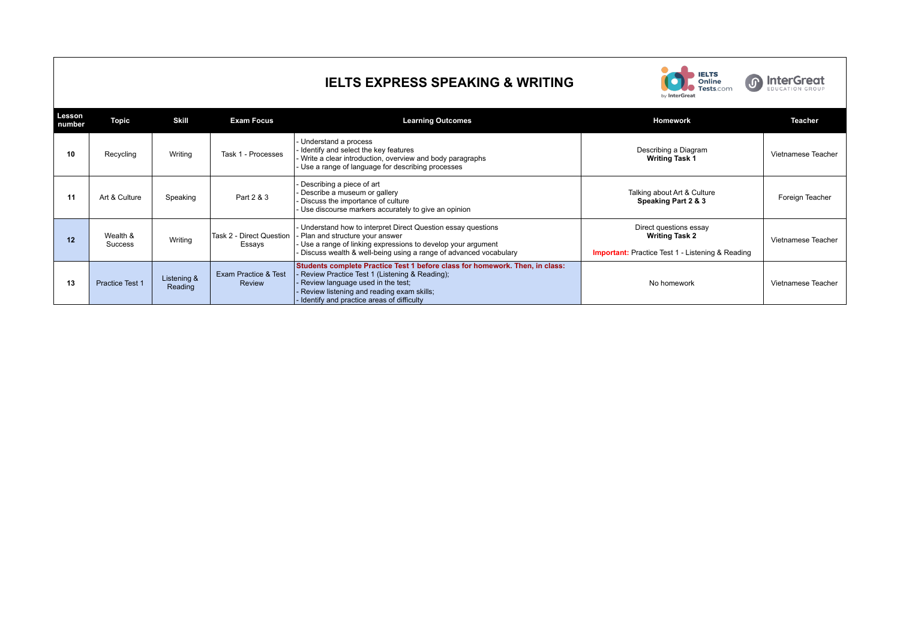# IELTS EXPRESS SPEAKING & WRITING

| Lesson number | Topic | Skill | Exam Focus | Learning Outcomes | Homework | Teacher |
|---|---|---|---|---|---|---|
| 10 | Recycling | Writing | Task 1 - Processes | - Understand a process<br>- Identify and select the key features<br>- Write a clear introduction, overview and body paragraphs<br>- Use a range of language for describing processes | Describing a Diagram<br>**Writing Task 1** | Vietnamese Teacher |
| 11 | Art & Culture | Speaking | Part 2 & 3 | - Describing a piece of art<br>- Describe a museum or gallery<br>- Discuss the importance of culture<br>- Use discourse markers accurately to give an opinion | Talking about Art & Culture<br>**Speaking Part 2 & 3** | Foreign Teacher |
| 12 | Wealth & Success | Writing | Task 2 - Direct Question Essays | - Understand how to interpret Direct Question essay questions<br>- Plan and structure your answer<br>- Use a range of linking expressions to develop your argument<br>- Discuss wealth & well-being using a range of advanced vocabulary | Direct questions essay<br>**Writing Task 2**<br><br>**Important:** Practice Test 1 - Listening & Reading | Vietnamese Teacher |
| 13 | Practice Test 1 | Listening & Reading | Exam Practice & Test Review | **Students complete Practice Test 1 before class for homework. Then, in class:**<br>- Review Practice Test 1 (Listening & Reading);<br>- Review language used in the test;<br>- Review listening and reading exam skills;<br>- Identify and practice areas of difficulty | No homework | Vietnamese Teacher |